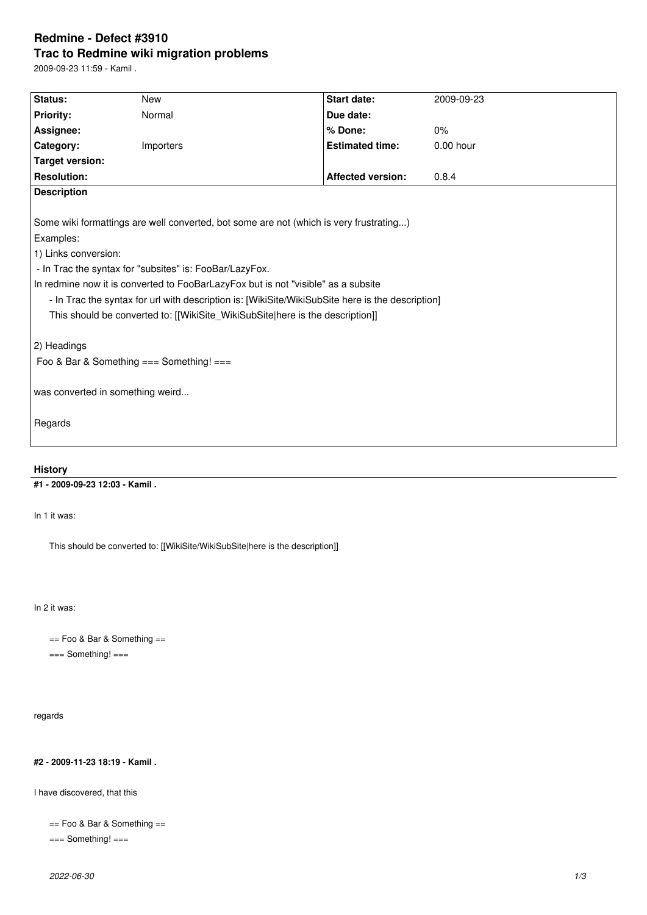# Redmine - Defect #3910

## Trac to Redmine wiki migration problems

2009-09-23 11:59 - Kamil .

| Status: | New | Start date: | 2009-09-23 |
|---|---|---|---|
| Priority: | Normal | Due date: | |
| Assignee: | | % Done: | 0% |
| Category: | Importers | Estimated time: | 0.00 hour |
| Target version: | | | |
| Resolution: | | Affected version: | 0.8.4 |

**Description**

Some wiki formattings are well converted, bot some are not (which is very frustrating...)

Examples:

1) Links conversion:

- In Trac the syntax for "subsites" is: FooBar/LazyFox.

In redmine now it is converted to FooBarLazyFox but is not "visible" as a subsite

    - In Trac the syntax for url with description is: [WikiSite/WikiSubSite here is the description]

    This should be converted to: [[WikiSite_WikiSubSite|here is the description]]

2) Headings

Foo & Bar & Something === Something! ===

was converted in something weird...

Regards

## History

**#1 - 2009-09-23 12:03 - Kamil .**

In 1 it was:

```
This should be converted to: [[WikiSite/WikiSubSite|here is the description]]
```

In 2 it was:

```
== Foo & Bar & Something ==
=== Something! ===
```

regards

**#2 - 2009-11-23 18:19 - Kamil .**

I have discovered, that this

```
== Foo & Bar & Something ==
=== Something! ===
```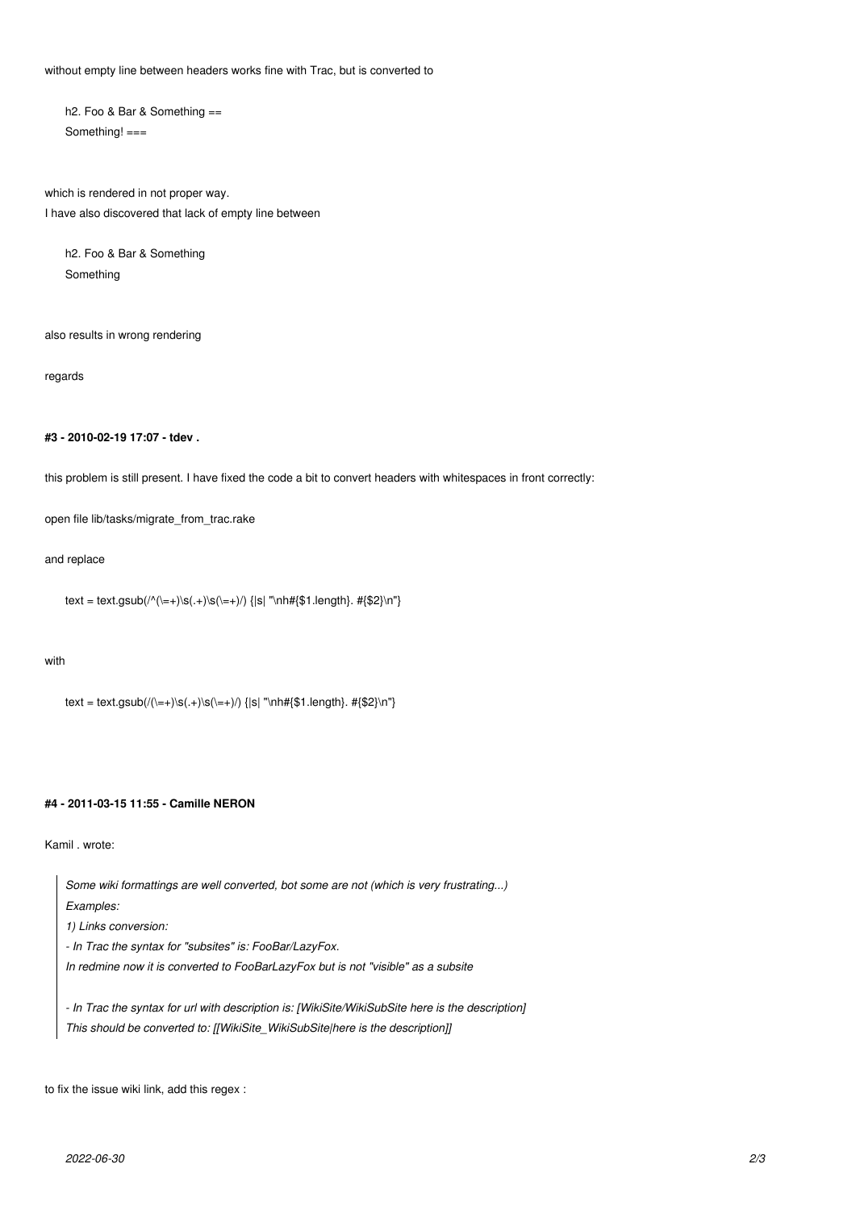without empty line between headers works fine with Trac, but is converted to

```
h2. Foo & Bar & Something ==
Something! ===
```

which is rendered in not proper way.
I have also discovered that lack of empty line between

```
h2. Foo & Bar & Something
Something
```

also results in wrong rendering

regards

#### #3 - 2010-02-19 17:07 - tdev .

this problem is still present. I have fixed the code a bit to convert headers with whitespaces in front correctly:

open file lib/tasks/migrate_from_trac.rake

and replace

```
text = text.gsub(/^(\=+)\s(.+)\s(\=+)/) {|s| "\nh#{$1.length}. #{$2}\n"}
```

with

```
text = text.gsub(/(\=+)\s(.+)\s(\=+)/) {|s| "\nh#{$1.length}. #{$2}\n"}
```

#### #4 - 2011-03-15 11:55 - Camille NERON

Kamil . wrote:

> *Some wiki formattings are well converted, bot some are not (which is very frustrating...)*
> *Examples:*
> *1) Links conversion:*
> *- In Trac the syntax for "subsites" is: FooBar/LazyFox.*
> *In redmine now it is converted to FooBarLazyFox but is not "visible" as a subsite*
>
> *- In Trac the syntax for url with description is: [WikiSite/WikiSubSite here is the description]*
> *This should be converted to: [[WikiSite_WikiSubSite|here is the description]]*

to fix the issue wiki link, add this regex :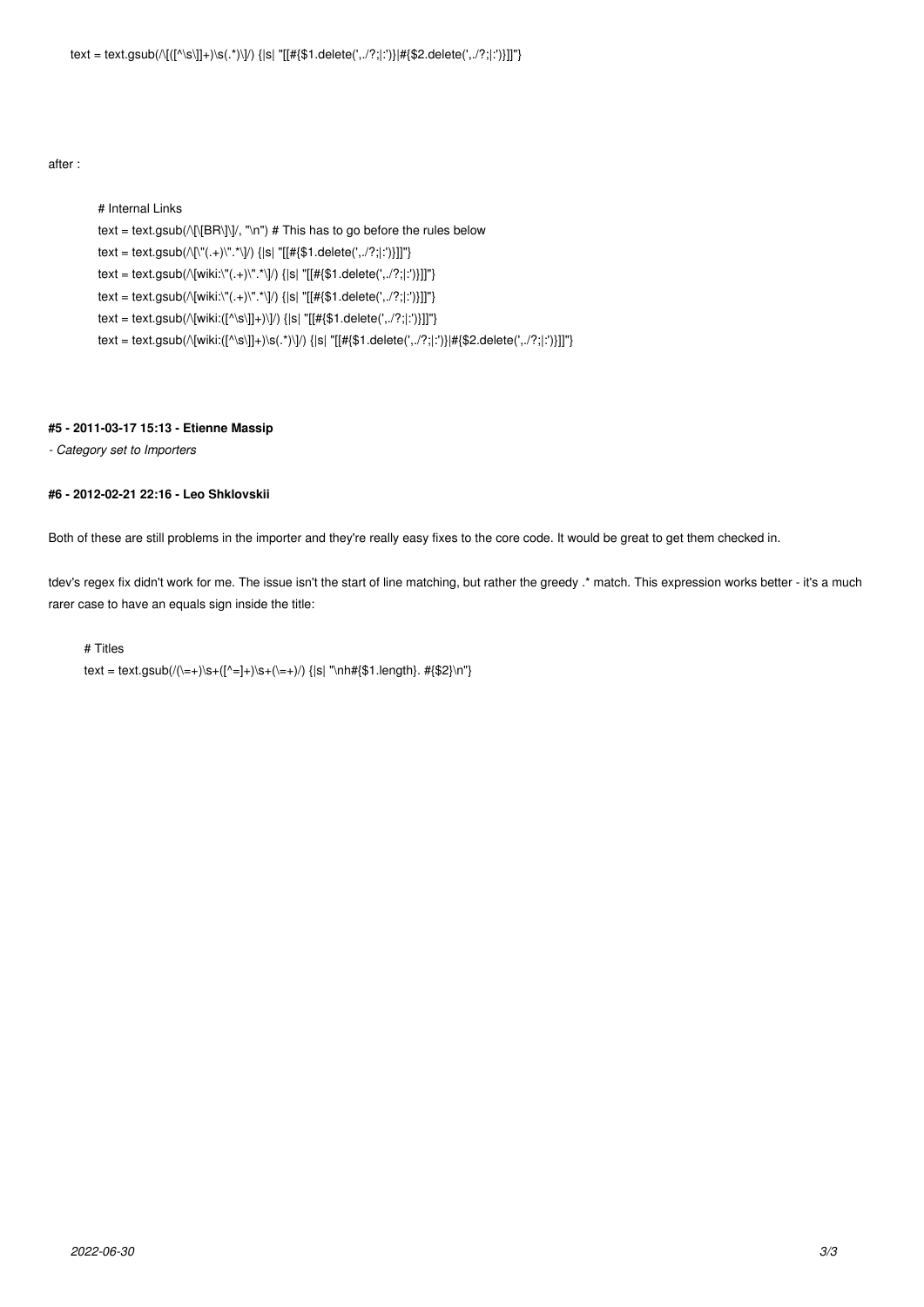```
text = text.gsub(/\[([^\s\]]+)\s(.*)\]/) {|s| "[[#{$1.delete(',./?;|:')}|#{$2.delete(',./?;|:')}]]"}
```

after :

```
# Internal Links
text = text.gsub(/\[\[BR\]\]/, "\n") # This has to go before the rules below
text = text.gsub(/\[\"(.+)\".*\]/) {|s| "[[#{$1.delete(',./?;|:')}]]"}
text = text.gsub(/\[wiki:\"(.+)\".*\]/) {|s| "[[#{$1.delete(',./?;|:')}]]"}
text = text.gsub(/\[wiki:\"(.+)\".*\]/) {|s| "[[#{$1.delete(',./?;|:')}]]"}
text = text.gsub(/\[wiki:([^\s\]]+)\]/) {|s| "[[#{$1.delete(',./?;|:')}]]"}
text = text.gsub(/\[wiki:([^\s\]]+)\s(.*)\]/) {|s| "[[#{$1.delete(',./?;|:')}|#{$2.delete(',./?;|:')}]]"}
```

**#5 - 2011-03-17 15:13 - Etienne Massip**

*- Category set to Importers*

**#6 - 2012-02-21 22:16 - Leo Shklovskii**

Both of these are still problems in the importer and they're really easy fixes to the core code. It would be great to get them checked in.

tdev's regex fix didn't work for me. The issue isn't the start of line matching, but rather the greedy .* match. This expression works better - it's a much rarer case to have an equals sign inside the title:

```
# Titles
text = text.gsub(/(\=+)\s+([^=]+)\s+(\=+)/) {|s| "\nh#{$1.length}. #{$2}\n"}
```